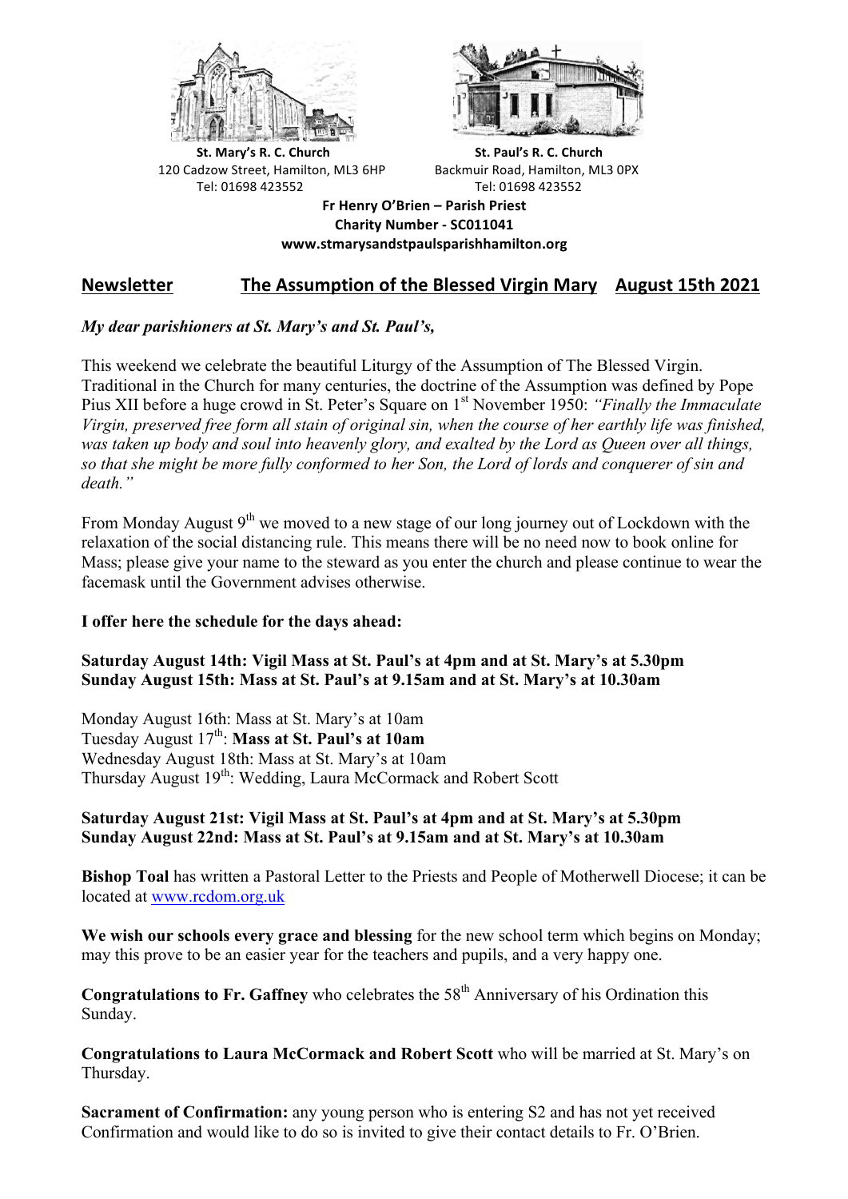**St. Mary's R. C. Church**
120 Cadzow Street, Hamilton, ML3 6HP
Tel: 01698 423552

**St. Paul's R. C. Church**
Backmuir Road, Hamilton, ML3 0PX
Tel: 01698 423552

**Fr Henry O'Brien – Parish Priest**
**Charity Number - SC011041**
**www.stmarysandstpaulsparishhamilton.org**

## Newsletter — The Assumption of the Blessed Virgin Mary — August 15th 2021

***My dear parishioners at St. Mary's and St. Paul's,***

This weekend we celebrate the beautiful Liturgy of the Assumption of The Blessed Virgin. Traditional in the Church for many centuries, the doctrine of the Assumption was defined by Pope Pius XII before a huge crowd in St. Peter's Square on 1st November 1950: *"Finally the Immaculate Virgin, preserved free form all stain of original sin, when the course of her earthly life was finished, was taken up body and soul into heavenly glory, and exalted by the Lord as Queen over all things, so that she might be more fully conformed to her Son, the Lord of lords and conquerer of sin and death."*

From Monday August 9th we moved to a new stage of our long journey out of Lockdown with the relaxation of the social distancing rule. This means there will be no need now to book online for Mass; please give your name to the steward as you enter the church and please continue to wear the facemask until the Government advises otherwise.

**I offer here the schedule for the days ahead:**

**Saturday August 14th: Vigil Mass at St. Paul's at 4pm and at St. Mary's at 5.30pm**
**Sunday August 15th: Mass at St. Paul's at 9.15am and at St. Mary's at 10.30am**

Monday August 16th: Mass at St. Mary's at 10am
Tuesday August 17th: **Mass at St. Paul's at 10am**
Wednesday August 18th: Mass at St. Mary's at 10am
Thursday August 19th: Wedding, Laura McCormack and Robert Scott

**Saturday August 21st: Vigil Mass at St. Paul's at 4pm and at St. Mary's at 5.30pm**
**Sunday August 22nd: Mass at St. Paul's at 9.15am and at St. Mary's at 10.30am**

**Bishop Toal** has written a Pastoral Letter to the Priests and People of Motherwell Diocese; it can be located at www.rcdom.org.uk

**We wish our schools every grace and blessing** for the new school term which begins on Monday; may this prove to be an easier year for the teachers and pupils, and a very happy one.

**Congratulations to Fr. Gaffney** who celebrates the 58th Anniversary of his Ordination this Sunday.

**Congratulations to Laura McCormack and Robert Scott** who will be married at St. Mary's on Thursday.

**Sacrament of Confirmation:** any young person who is entering S2 and has not yet received Confirmation and would like to do so is invited to give their contact details to Fr. O'Brien.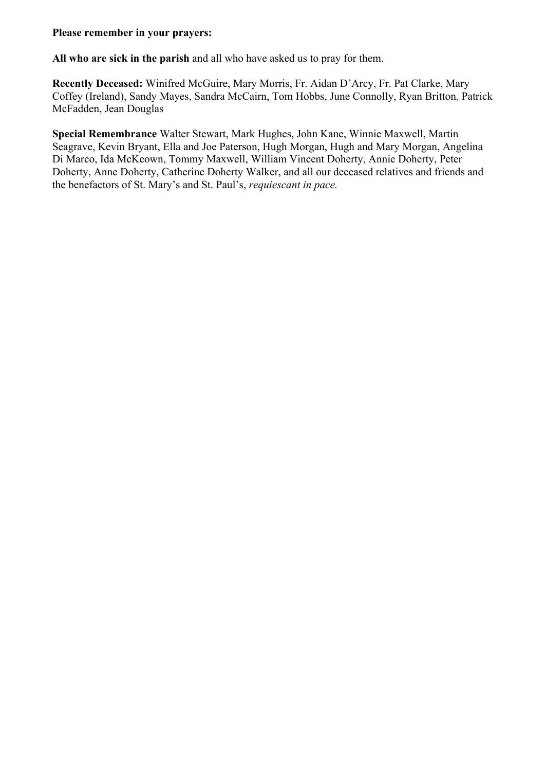**Please remember in your prayers:**

**All who are sick in the parish** and all who have asked us to pray for them.

**Recently Deceased:** Winifred McGuire, Mary Morris, Fr. Aidan D'Arcy, Fr. Pat Clarke, Mary Coffey (Ireland), Sandy Mayes, Sandra McCairn, Tom Hobbs, June Connolly, Ryan Britton, Patrick McFadden, Jean Douglas

**Special Remembrance** Walter Stewart, Mark Hughes, John Kane, Winnie Maxwell, Martin Seagrave, Kevin Bryant, Ella and Joe Paterson, Hugh Morgan, Hugh and Mary Morgan, Angelina Di Marco, Ida McKeown, Tommy Maxwell, William Vincent Doherty, Annie Doherty, Peter Doherty, Anne Doherty, Catherine Doherty Walker, and all our deceased relatives and friends and the benefactors of St. Mary's and St. Paul's, *requiescant in pace.*